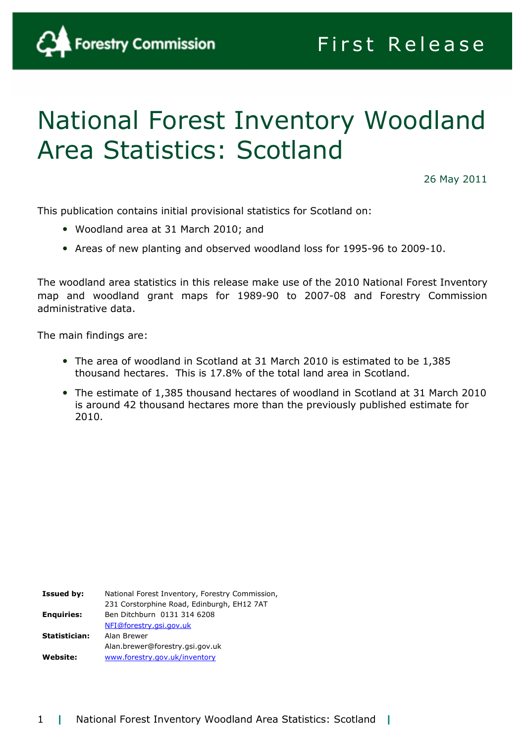Forestry Commission

First Release

# National Forest Inventory Woodland Area Statistics: Scotland

26 May 2011

This publication contains initial provisional statistics for Scotland on:

- Woodland area at 31 March 2010; and
- Areas of new planting and observed woodland loss for 1995-96 to 2009-10.

The woodland area statistics in this release make use of the 2010 National Forest Inventory map and woodland grant maps for 1989-90 to 2007-08 and Forestry Commission administrative data.

The main findings are:

- The area of woodland in Scotland at 31 March 2010 is estimated to be 1,385 thousand hectares. This is 17.8% of the total land area in Scotland.
- The estimate of 1,385 thousand hectares of woodland in Scotland at 31 March 2010 is around 42 thousand hectares more than the previously published estimate for 2010.

| | |
|---|---|
| **Issued by:** | National Forest Inventory, Forestry Commission, 231 Corstorphine Road, Edinburgh, EH12 7AT |
| **Enquiries:** | Ben Ditchburn 0131 314 6208 NFI@forestry.gsi.gov.uk |
| **Statistician:** | Alan Brewer Alan.brewer@forestry.gsi.gov.uk |
| **Website:** | www.forestry.gov.uk/inventory |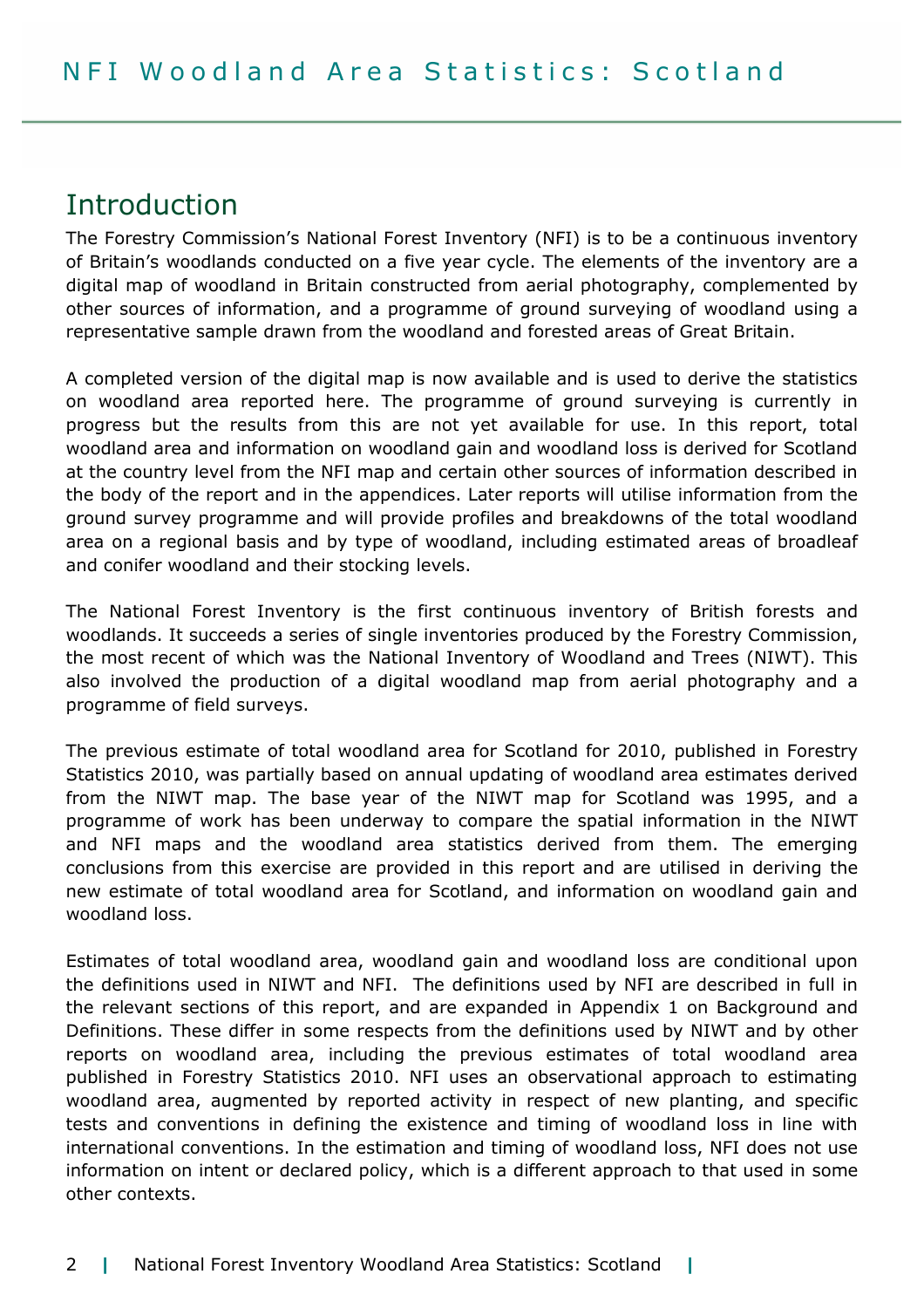## Introduction

The Forestry Commission's National Forest Inventory (NFI) is to be a continuous inventory of Britain's woodlands conducted on a five year cycle. The elements of the inventory are a digital map of woodland in Britain constructed from aerial photography, complemented by other sources of information, and a programme of ground surveying of woodland using a representative sample drawn from the woodland and forested areas of Great Britain.

A completed version of the digital map is now available and is used to derive the statistics on woodland area reported here. The programme of ground surveying is currently in progress but the results from this are not yet available for use. In this report, total woodland area and information on woodland gain and woodland loss is derived for Scotland at the country level from the NFI map and certain other sources of information described in the body of the report and in the appendices. Later reports will utilise information from the ground survey programme and will provide profiles and breakdowns of the total woodland area on a regional basis and by type of woodland, including estimated areas of broadleaf and conifer woodland and their stocking levels.

The National Forest Inventory is the first continuous inventory of British forests and woodlands. It succeeds a series of single inventories produced by the Forestry Commission, the most recent of which was the National Inventory of Woodland and Trees (NIWT). This also involved the production of a digital woodland map from aerial photography and a programme of field surveys.

The previous estimate of total woodland area for Scotland for 2010, published in Forestry Statistics 2010, was partially based on annual updating of woodland area estimates derived from the NIWT map. The base year of the NIWT map for Scotland was 1995, and a programme of work has been underway to compare the spatial information in the NIWT and NFI maps and the woodland area statistics derived from them. The emerging conclusions from this exercise are provided in this report and are utilised in deriving the new estimate of total woodland area for Scotland, and information on woodland gain and woodland loss.

Estimates of total woodland area, woodland gain and woodland loss are conditional upon the definitions used in NIWT and NFI. The definitions used by NFI are described in full in the relevant sections of this report, and are expanded in Appendix 1 on Background and Definitions. These differ in some respects from the definitions used by NIWT and by other reports on woodland area, including the previous estimates of total woodland area published in Forestry Statistics 2010. NFI uses an observational approach to estimating woodland area, augmented by reported activity in respect of new planting, and specific tests and conventions in defining the existence and timing of woodland loss in line with international conventions. In the estimation and timing of woodland loss, NFI does not use information on intent or declared policy, which is a different approach to that used in some other contexts.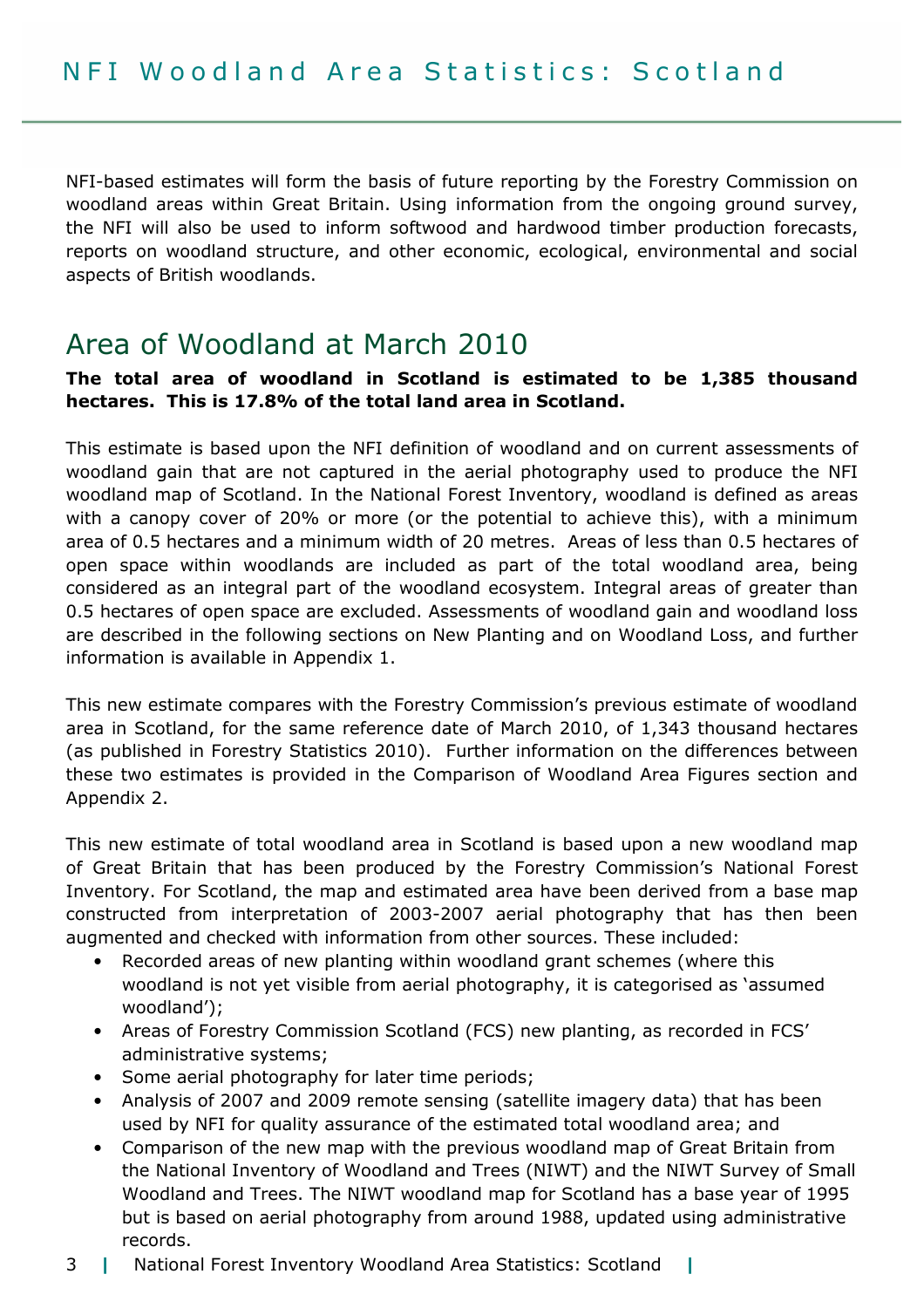NFI-based estimates will form the basis of future reporting by the Forestry Commission on woodland areas within Great Britain. Using information from the ongoing ground survey, the NFI will also be used to inform softwood and hardwood timber production forecasts, reports on woodland structure, and other economic, ecological, environmental and social aspects of British woodlands.

## Area of Woodland at March 2010

**The total area of woodland in Scotland is estimated to be 1,385 thousand hectares. This is 17.8% of the total land area in Scotland.**

This estimate is based upon the NFI definition of woodland and on current assessments of woodland gain that are not captured in the aerial photography used to produce the NFI woodland map of Scotland. In the National Forest Inventory, woodland is defined as areas with a canopy cover of 20% or more (or the potential to achieve this), with a minimum area of 0.5 hectares and a minimum width of 20 metres. Areas of less than 0.5 hectares of open space within woodlands are included as part of the total woodland area, being considered as an integral part of the woodland ecosystem. Integral areas of greater than 0.5 hectares of open space are excluded. Assessments of woodland gain and woodland loss are described in the following sections on New Planting and on Woodland Loss, and further information is available in Appendix 1.

This new estimate compares with the Forestry Commission's previous estimate of woodland area in Scotland, for the same reference date of March 2010, of 1,343 thousand hectares (as published in Forestry Statistics 2010). Further information on the differences between these two estimates is provided in the Comparison of Woodland Area Figures section and Appendix 2.

This new estimate of total woodland area in Scotland is based upon a new woodland map of Great Britain that has been produced by the Forestry Commission's National Forest Inventory. For Scotland, the map and estimated area have been derived from a base map constructed from interpretation of 2003-2007 aerial photography that has then been augmented and checked with information from other sources. These included:

- Recorded areas of new planting within woodland grant schemes (where this woodland is not yet visible from aerial photography, it is categorised as 'assumed woodland');
- Areas of Forestry Commission Scotland (FCS) new planting, as recorded in FCS' administrative systems;
- Some aerial photography for later time periods;
- Analysis of 2007 and 2009 remote sensing (satellite imagery data) that has been used by NFI for quality assurance of the estimated total woodland area; and
- Comparison of the new map with the previous woodland map of Great Britain from the National Inventory of Woodland and Trees (NIWT) and the NIWT Survey of Small Woodland and Trees. The NIWT woodland map for Scotland has a base year of 1995 but is based on aerial photography from around 1988, updated using administrative records.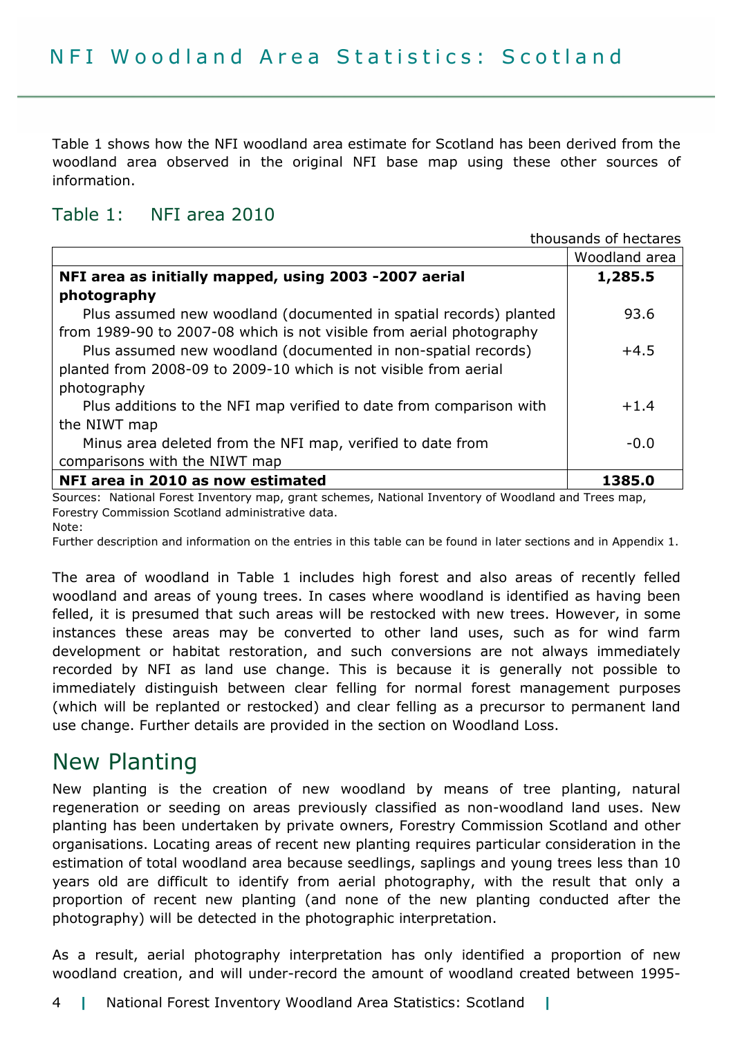# NFI Woodland Area Statistics: Scotland

Table 1 shows how the NFI woodland area estimate for Scotland has been derived from the woodland area observed in the original NFI base map using these other sources of information.

## Table 1: NFI area 2010

thousands of hectares

| | Woodland area |
|---|---|
| **NFI area as initially mapped, using 2003 -2007 aerial photography** | **1,285.5** |
| Plus assumed new woodland (documented in spatial records) planted from 1989-90 to 2007-08 which is not visible from aerial photography | 93.6 |
| Plus assumed new woodland (documented in non-spatial records) planted from 2008-09 to 2009-10 which is not visible from aerial photography | +4.5 |
| Plus additions to the NFI map verified to date from comparison with the NIWT map | +1.4 |
| Minus area deleted from the NFI map, verified to date from comparisons with the NIWT map | -0.0 |
| **NFI area in 2010 as now estimated** | **1385.0** |

Sources: National Forest Inventory map, grant schemes, National Inventory of Woodland and Trees map, Forestry Commission Scotland administrative data.
Note:
Further description and information on the entries in this table can be found in later sections and in Appendix 1.

The area of woodland in Table 1 includes high forest and also areas of recently felled woodland and areas of young trees. In cases where woodland is identified as having been felled, it is presumed that such areas will be restocked with new trees. However, in some instances these areas may be converted to other land uses, such as for wind farm development or habitat restoration, and such conversions are not always immediately recorded by NFI as land use change. This is because it is generally not possible to immediately distinguish between clear felling for normal forest management purposes (which will be replanted or restocked) and clear felling as a precursor to permanent land use change. Further details are provided in the section on Woodland Loss.

## New Planting

New planting is the creation of new woodland by means of tree planting, natural regeneration or seeding on areas previously classified as non-woodland land uses. New planting has been undertaken by private owners, Forestry Commission Scotland and other organisations. Locating areas of recent new planting requires particular consideration in the estimation of total woodland area because seedlings, saplings and young trees less than 10 years old are difficult to identify from aerial photography, with the result that only a proportion of recent new planting (and none of the new planting conducted after the photography) will be detected in the photographic interpretation.

As a result, aerial photography interpretation has only identified a proportion of new woodland creation, and will under-record the amount of woodland created between 1995-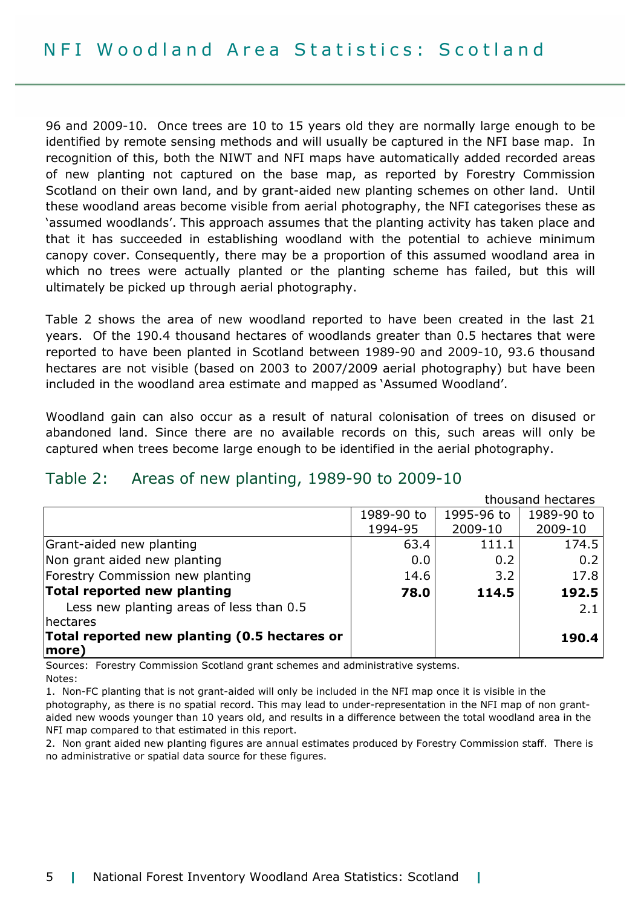96 and 2009-10. Once trees are 10 to 15 years old they are normally large enough to be identified by remote sensing methods and will usually be captured in the NFI base map. In recognition of this, both the NIWT and NFI maps have automatically added recorded areas of new planting not captured on the base map, as reported by Forestry Commission Scotland on their own land, and by grant-aided new planting schemes on other land. Until these woodland areas become visible from aerial photography, the NFI categorises these as 'assumed woodlands'. This approach assumes that the planting activity has taken place and that it has succeeded in establishing woodland with the potential to achieve minimum canopy cover. Consequently, there may be a proportion of this assumed woodland area in which no trees were actually planted or the planting scheme has failed, but this will ultimately be picked up through aerial photography.

Table 2 shows the area of new woodland reported to have been created in the last 21 years. Of the 190.4 thousand hectares of woodlands greater than 0.5 hectares that were reported to have been planted in Scotland between 1989-90 and 2009-10, 93.6 thousand hectares are not visible (based on 2003 to 2007/2009 aerial photography) but have been included in the woodland area estimate and mapped as 'Assumed Woodland'.

Woodland gain can also occur as a result of natural colonisation of trees on disused or abandoned land. Since there are no available records on this, such areas will only be captured when trees become large enough to be identified in the aerial photography.

## Table 2: Areas of new planting, 1989-90 to 2009-10

thousand hectares

| | 1989-90 to 1994-95 | 1995-96 to 2009-10 | 1989-90 to 2009-10 |
|---|---|---|---|
| Grant-aided new planting | 63.4 | 111.1 | 174.5 |
| Non grant aided new planting | 0.0 | 0.2 | 0.2 |
| Forestry Commission new planting | 14.6 | 3.2 | 17.8 |
| **Total reported new planting** | **78.0** | **114.5** | **192.5** |
| Less new planting areas of less than 0.5 hectares | | | 2.1 |
| **Total reported new planting (0.5 hectares or more)** | | | **190.4** |

Sources: Forestry Commission Scotland grant schemes and administrative systems.

Notes:

1. Non-FC planting that is not grant-aided will only be included in the NFI map once it is visible in the photography, as there is no spatial record. This may lead to under-representation in the NFI map of non grant-aided new woods younger than 10 years old, and results in a difference between the total woodland area in the NFI map compared to that estimated in this report.
2. Non grant aided new planting figures are annual estimates produced by Forestry Commission staff. There is no administrative or spatial data source for these figures.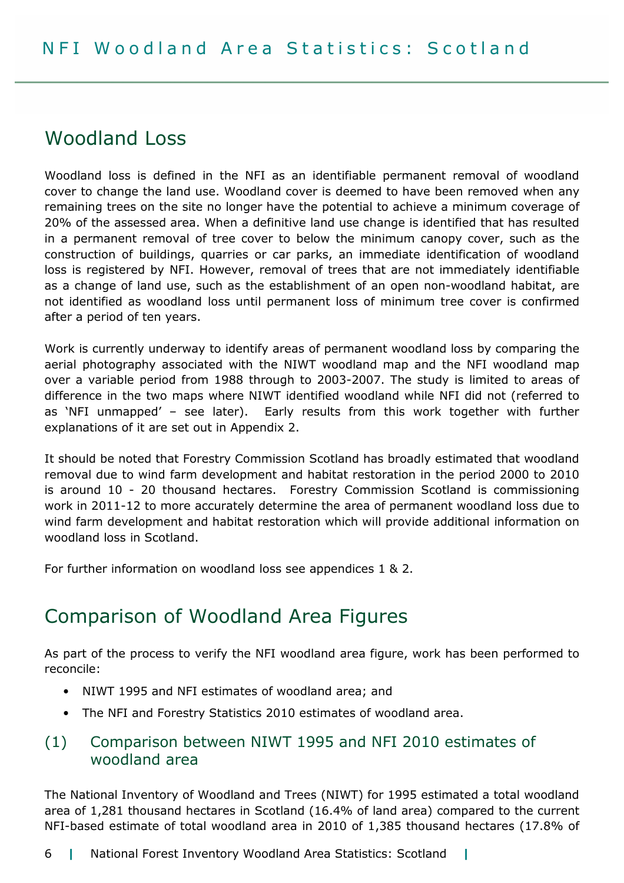## Woodland Loss

Woodland loss is defined in the NFI as an identifiable permanent removal of woodland cover to change the land use. Woodland cover is deemed to have been removed when any remaining trees on the site no longer have the potential to achieve a minimum coverage of 20% of the assessed area. When a definitive land use change is identified that has resulted in a permanent removal of tree cover to below the minimum canopy cover, such as the construction of buildings, quarries or car parks, an immediate identification of woodland loss is registered by NFI. However, removal of trees that are not immediately identifiable as a change of land use, such as the establishment of an open non-woodland habitat, are not identified as woodland loss until permanent loss of minimum tree cover is confirmed after a period of ten years.

Work is currently underway to identify areas of permanent woodland loss by comparing the aerial photography associated with the NIWT woodland map and the NFI woodland map over a variable period from 1988 through to 2003-2007. The study is limited to areas of difference in the two maps where NIWT identified woodland while NFI did not (referred to as 'NFI unmapped' – see later). Early results from this work together with further explanations of it are set out in Appendix 2.

It should be noted that Forestry Commission Scotland has broadly estimated that woodland removal due to wind farm development and habitat restoration in the period 2000 to 2010 is around 10 - 20 thousand hectares. Forestry Commission Scotland is commissioning work in 2011-12 to more accurately determine the area of permanent woodland loss due to wind farm development and habitat restoration which will provide additional information on woodland loss in Scotland.

For further information on woodland loss see appendices 1 & 2.

## Comparison of Woodland Area Figures

As part of the process to verify the NFI woodland area figure, work has been performed to reconcile:

- NIWT 1995 and NFI estimates of woodland area; and
- The NFI and Forestry Statistics 2010 estimates of woodland area.

### (1) Comparison between NIWT 1995 and NFI 2010 estimates of woodland area

The National Inventory of Woodland and Trees (NIWT) for 1995 estimated a total woodland area of 1,281 thousand hectares in Scotland (16.4% of land area) compared to the current NFI-based estimate of total woodland area in 2010 of 1,385 thousand hectares (17.8% of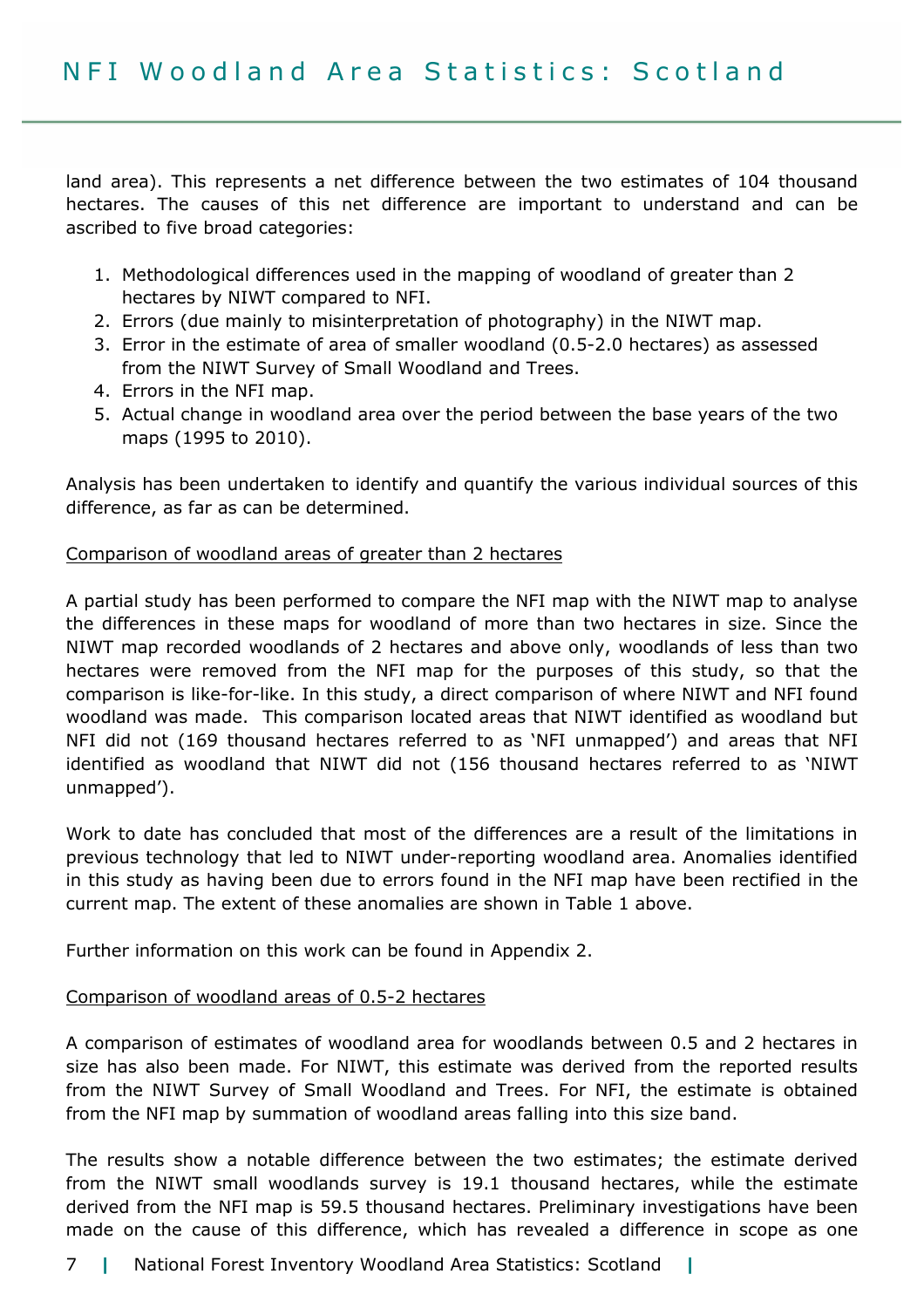land area). This represents a net difference between the two estimates of 104 thousand hectares. The causes of this net difference are important to understand and can be ascribed to five broad categories:

1. Methodological differences used in the mapping of woodland of greater than 2 hectares by NIWT compared to NFI.
2. Errors (due mainly to misinterpretation of photography) in the NIWT map.
3. Error in the estimate of area of smaller woodland (0.5-2.0 hectares) as assessed from the NIWT Survey of Small Woodland and Trees.
4. Errors in the NFI map.
5. Actual change in woodland area over the period between the base years of the two maps (1995 to 2010).

Analysis has been undertaken to identify and quantify the various individual sources of this difference, as far as can be determined.

<u>Comparison of woodland areas of greater than 2 hectares</u>

A partial study has been performed to compare the NFI map with the NIWT map to analyse the differences in these maps for woodland of more than two hectares in size. Since the NIWT map recorded woodlands of 2 hectares and above only, woodlands of less than two hectares were removed from the NFI map for the purposes of this study, so that the comparison is like-for-like. In this study, a direct comparison of where NIWT and NFI found woodland was made. This comparison located areas that NIWT identified as woodland but NFI did not (169 thousand hectares referred to as 'NFI unmapped') and areas that NFI identified as woodland that NIWT did not (156 thousand hectares referred to as 'NIWT unmapped').

Work to date has concluded that most of the differences are a result of the limitations in previous technology that led to NIWT under-reporting woodland area. Anomalies identified in this study as having been due to errors found in the NFI map have been rectified in the current map. The extent of these anomalies are shown in Table 1 above.

Further information on this work can be found in Appendix 2.

<u>Comparison of woodland areas of 0.5-2 hectares</u>

A comparison of estimates of woodland area for woodlands between 0.5 and 2 hectares in size has also been made. For NIWT, this estimate was derived from the reported results from the NIWT Survey of Small Woodland and Trees. For NFI, the estimate is obtained from the NFI map by summation of woodland areas falling into this size band.

The results show a notable difference between the two estimates; the estimate derived from the NIWT small woodlands survey is 19.1 thousand hectares, while the estimate derived from the NFI map is 59.5 thousand hectares. Preliminary investigations have been made on the cause of this difference, which has revealed a difference in scope as one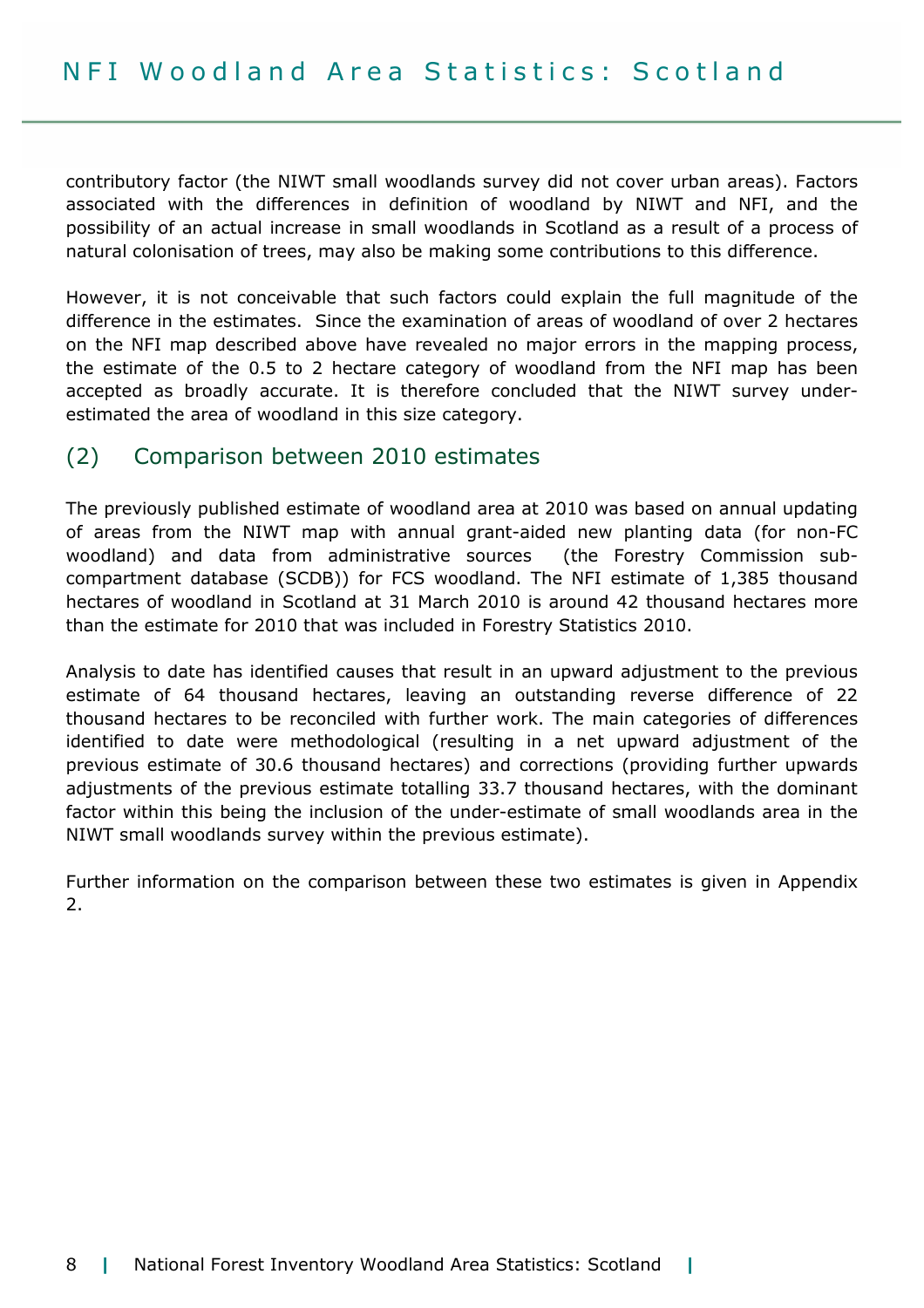contributory factor (the NIWT small woodlands survey did not cover urban areas). Factors associated with the differences in definition of woodland by NIWT and NFI, and the possibility of an actual increase in small woodlands in Scotland as a result of a process of natural colonisation of trees, may also be making some contributions to this difference.

However, it is not conceivable that such factors could explain the full magnitude of the difference in the estimates. Since the examination of areas of woodland of over 2 hectares on the NFI map described above have revealed no major errors in the mapping process, the estimate of the 0.5 to 2 hectare category of woodland from the NFI map has been accepted as broadly accurate. It is therefore concluded that the NIWT survey under-estimated the area of woodland in this size category.

## (2) Comparison between 2010 estimates

The previously published estimate of woodland area at 2010 was based on annual updating of areas from the NIWT map with annual grant-aided new planting data (for non-FC woodland) and data from administrative sources (the Forestry Commission sub-compartment database (SCDB)) for FCS woodland. The NFI estimate of 1,385 thousand hectares of woodland in Scotland at 31 March 2010 is around 42 thousand hectares more than the estimate for 2010 that was included in Forestry Statistics 2010.

Analysis to date has identified causes that result in an upward adjustment to the previous estimate of 64 thousand hectares, leaving an outstanding reverse difference of 22 thousand hectares to be reconciled with further work. The main categories of differences identified to date were methodological (resulting in a net upward adjustment of the previous estimate of 30.6 thousand hectares) and corrections (providing further upwards adjustments of the previous estimate totalling 33.7 thousand hectares, with the dominant factor within this being the inclusion of the under-estimate of small woodlands area in the NIWT small woodlands survey within the previous estimate).

Further information on the comparison between these two estimates is given in Appendix 2.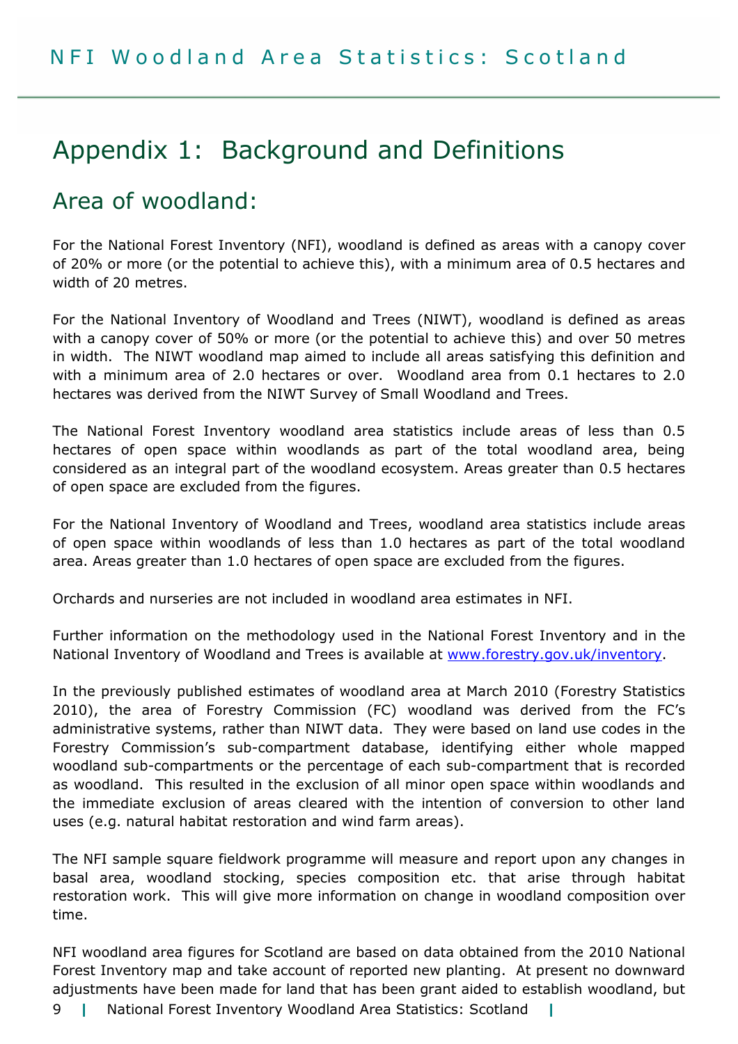# Appendix 1: Background and Definitions

## Area of woodland:

For the National Forest Inventory (NFI), woodland is defined as areas with a canopy cover of 20% or more (or the potential to achieve this), with a minimum area of 0.5 hectares and width of 20 metres.

For the National Inventory of Woodland and Trees (NIWT), woodland is defined as areas with a canopy cover of 50% or more (or the potential to achieve this) and over 50 metres in width. The NIWT woodland map aimed to include all areas satisfying this definition and with a minimum area of 2.0 hectares or over. Woodland area from 0.1 hectares to 2.0 hectares was derived from the NIWT Survey of Small Woodland and Trees.

The National Forest Inventory woodland area statistics include areas of less than 0.5 hectares of open space within woodlands as part of the total woodland area, being considered as an integral part of the woodland ecosystem. Areas greater than 0.5 hectares of open space are excluded from the figures.

For the National Inventory of Woodland and Trees, woodland area statistics include areas of open space within woodlands of less than 1.0 hectares as part of the total woodland area. Areas greater than 1.0 hectares of open space are excluded from the figures.

Orchards and nurseries are not included in woodland area estimates in NFI.

Further information on the methodology used in the National Forest Inventory and in the National Inventory of Woodland and Trees is available at [www.forestry.gov.uk/inventory](www.forestry.gov.uk/inventory).

In the previously published estimates of woodland area at March 2010 (Forestry Statistics 2010), the area of Forestry Commission (FC) woodland was derived from the FC's administrative systems, rather than NIWT data. They were based on land use codes in the Forestry Commission's sub-compartment database, identifying either whole mapped woodland sub-compartments or the percentage of each sub-compartment that is recorded as woodland. This resulted in the exclusion of all minor open space within woodlands and the immediate exclusion of areas cleared with the intention of conversion to other land uses (e.g. natural habitat restoration and wind farm areas).

The NFI sample square fieldwork programme will measure and report upon any changes in basal area, woodland stocking, species composition etc. that arise through habitat restoration work. This will give more information on change in woodland composition over time.

NFI woodland area figures for Scotland are based on data obtained from the 2010 National Forest Inventory map and take account of reported new planting. At present no downward adjustments have been made for land that has been grant aided to establish woodland, but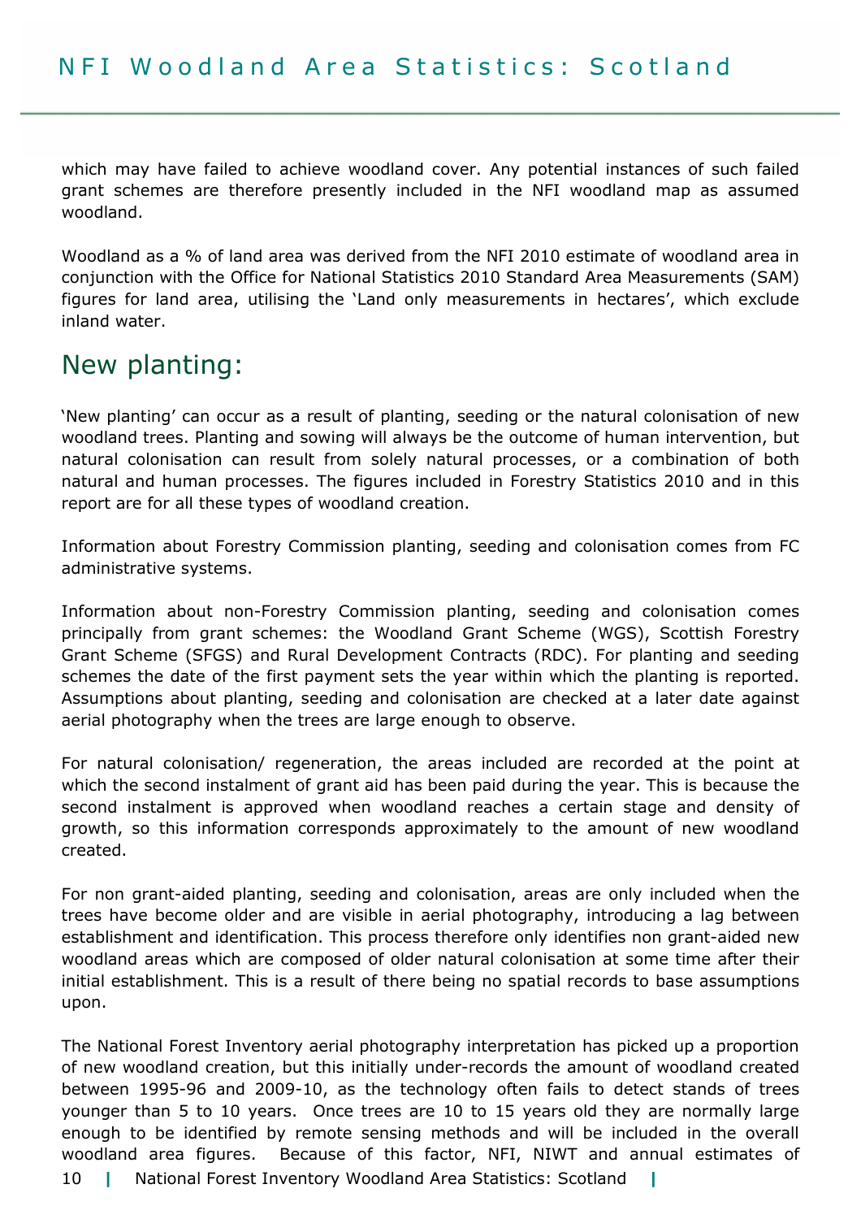which may have failed to achieve woodland cover. Any potential instances of such failed grant schemes are therefore presently included in the NFI woodland map as assumed woodland.

Woodland as a % of land area was derived from the NFI 2010 estimate of woodland area in conjunction with the Office for National Statistics 2010 Standard Area Measurements (SAM) figures for land area, utilising the 'Land only measurements in hectares', which exclude inland water.

## New planting:

'New planting' can occur as a result of planting, seeding or the natural colonisation of new woodland trees. Planting and sowing will always be the outcome of human intervention, but natural colonisation can result from solely natural processes, or a combination of both natural and human processes. The figures included in Forestry Statistics 2010 and in this report are for all these types of woodland creation.

Information about Forestry Commission planting, seeding and colonisation comes from FC administrative systems.

Information about non-Forestry Commission planting, seeding and colonisation comes principally from grant schemes: the Woodland Grant Scheme (WGS), Scottish Forestry Grant Scheme (SFGS) and Rural Development Contracts (RDC). For planting and seeding schemes the date of the first payment sets the year within which the planting is reported. Assumptions about planting, seeding and colonisation are checked at a later date against aerial photography when the trees are large enough to observe.

For natural colonisation/ regeneration, the areas included are recorded at the point at which the second instalment of grant aid has been paid during the year. This is because the second instalment is approved when woodland reaches a certain stage and density of growth, so this information corresponds approximately to the amount of new woodland created.

For non grant-aided planting, seeding and colonisation, areas are only included when the trees have become older and are visible in aerial photography, introducing a lag between establishment and identification. This process therefore only identifies non grant-aided new woodland areas which are composed of older natural colonisation at some time after their initial establishment. This is a result of there being no spatial records to base assumptions upon.

The National Forest Inventory aerial photography interpretation has picked up a proportion of new woodland creation, but this initially under-records the amount of woodland created between 1995-96 and 2009-10, as the technology often fails to detect stands of trees younger than 5 to 10 years. Once trees are 10 to 15 years old they are normally large enough to be identified by remote sensing methods and will be included in the overall woodland area figures. Because of this factor, NFI, NIWT and annual estimates of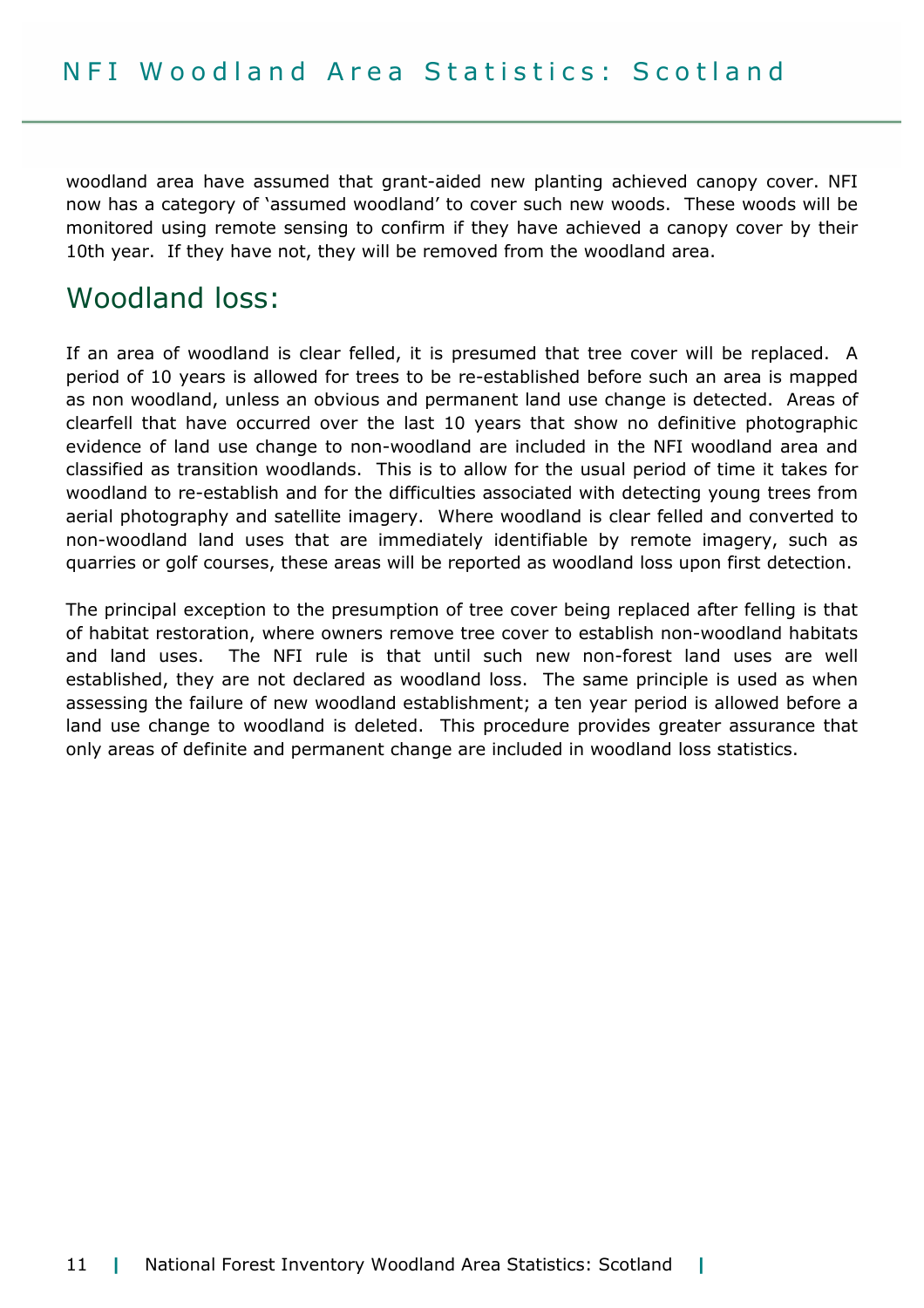woodland area have assumed that grant-aided new planting achieved canopy cover. NFI now has a category of 'assumed woodland' to cover such new woods. These woods will be monitored using remote sensing to confirm if they have achieved a canopy cover by their 10th year. If they have not, they will be removed from the woodland area.

## Woodland loss:

If an area of woodland is clear felled, it is presumed that tree cover will be replaced. A period of 10 years is allowed for trees to be re-established before such an area is mapped as non woodland, unless an obvious and permanent land use change is detected. Areas of clearfell that have occurred over the last 10 years that show no definitive photographic evidence of land use change to non-woodland are included in the NFI woodland area and classified as transition woodlands. This is to allow for the usual period of time it takes for woodland to re-establish and for the difficulties associated with detecting young trees from aerial photography and satellite imagery. Where woodland is clear felled and converted to non-woodland land uses that are immediately identifiable by remote imagery, such as quarries or golf courses, these areas will be reported as woodland loss upon first detection.

The principal exception to the presumption of tree cover being replaced after felling is that of habitat restoration, where owners remove tree cover to establish non-woodland habitats and land uses. The NFI rule is that until such new non-forest land uses are well established, they are not declared as woodland loss. The same principle is used as when assessing the failure of new woodland establishment; a ten year period is allowed before a land use change to woodland is deleted. This procedure provides greater assurance that only areas of definite and permanent change are included in woodland loss statistics.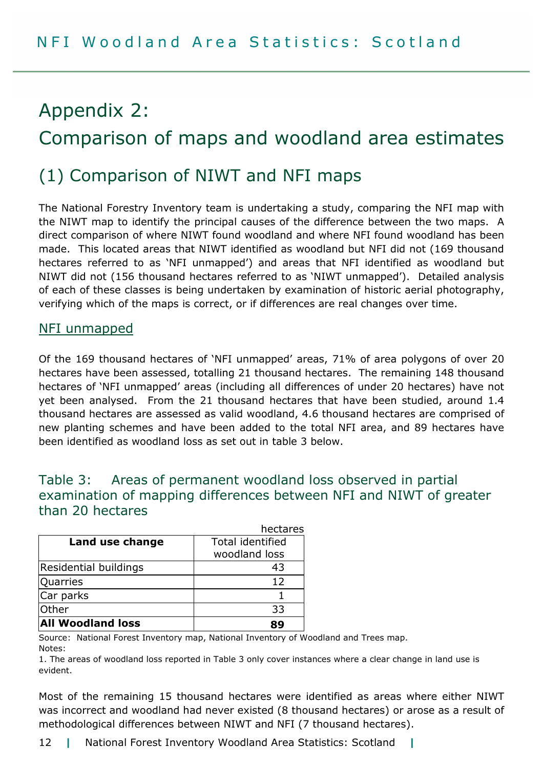# Appendix 2: Comparison of maps and woodland area estimates

## (1) Comparison of NIWT and NFI maps

The National Forestry Inventory team is undertaking a study, comparing the NFI map with the NIWT map to identify the principal causes of the difference between the two maps. A direct comparison of where NIWT found woodland and where NFI found woodland has been made. This located areas that NIWT identified as woodland but NFI did not (169 thousand hectares referred to as 'NFI unmapped') and areas that NFI identified as woodland but NIWT did not (156 thousand hectares referred to as 'NIWT unmapped'). Detailed analysis of each of these classes is being undertaken by examination of historic aerial photography, verifying which of the maps is correct, or if differences are real changes over time.

### NFI unmapped

Of the 169 thousand hectares of 'NFI unmapped' areas, 71% of area polygons of over 20 hectares have been assessed, totalling 21 thousand hectares. The remaining 148 thousand hectares of 'NFI unmapped' areas (including all differences of under 20 hectares) have not yet been analysed. From the 21 thousand hectares that have been studied, around 1.4 thousand hectares are assessed as valid woodland, 4.6 thousand hectares are comprised of new planting schemes and have been added to the total NFI area, and 89 hectares have been identified as woodland loss as set out in table 3 below.

### Table 3: Areas of permanent woodland loss observed in partial examination of mapping differences between NFI and NIWT of greater than 20 hectares

hectares

| Land use change | Total identified woodland loss |
|---|---|
| Residential buildings | 43 |
| Quarries | 12 |
| Car parks | 1 |
| Other | 33 |
| **All Woodland loss** | **89** |

Source: National Forest Inventory map, National Inventory of Woodland and Trees map.

Notes:

1. The areas of woodland loss reported in Table 3 only cover instances where a clear change in land use is evident.

Most of the remaining 15 thousand hectares were identified as areas where either NIWT was incorrect and woodland had never existed (8 thousand hectares) or arose as a result of methodological differences between NIWT and NFI (7 thousand hectares).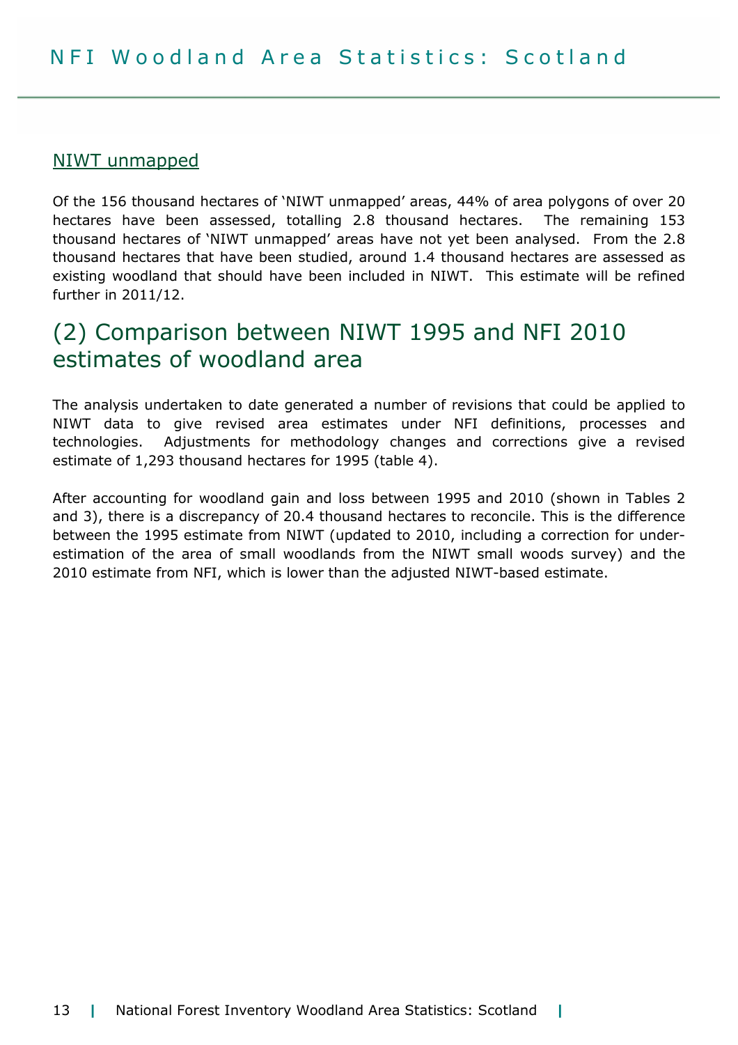### NIWT unmapped

Of the 156 thousand hectares of 'NIWT unmapped' areas, 44% of area polygons of over 20 hectares have been assessed, totalling 2.8 thousand hectares. The remaining 153 thousand hectares of 'NIWT unmapped' areas have not yet been analysed. From the 2.8 thousand hectares that have been studied, around 1.4 thousand hectares are assessed as existing woodland that should have been included in NIWT. This estimate will be refined further in 2011/12.

## (2) Comparison between NIWT 1995 and NFI 2010 estimates of woodland area

The analysis undertaken to date generated a number of revisions that could be applied to NIWT data to give revised area estimates under NFI definitions, processes and technologies. Adjustments for methodology changes and corrections give a revised estimate of 1,293 thousand hectares for 1995 (table 4).

After accounting for woodland gain and loss between 1995 and 2010 (shown in Tables 2 and 3), there is a discrepancy of 20.4 thousand hectares to reconcile. This is the difference between the 1995 estimate from NIWT (updated to 2010, including a correction for under-estimation of the area of small woodlands from the NIWT small woods survey) and the 2010 estimate from NFI, which is lower than the adjusted NIWT-based estimate.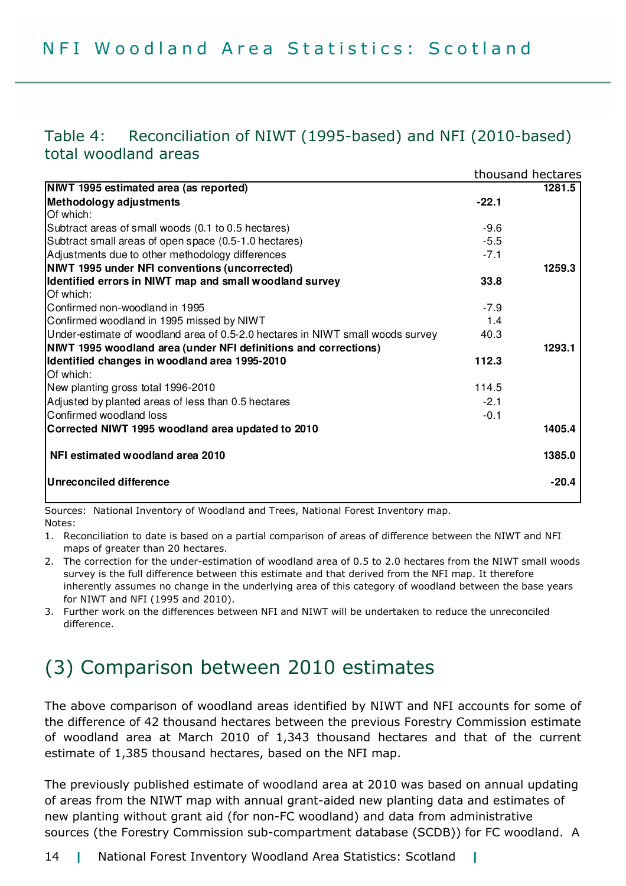Table 4: Reconciliation of NIWT (1995-based) and NFI (2010-based) total woodland areas

thousand hectares

| | | |
|---|---|---|
| **NIWT 1995 estimated area (as reported)** | | **1281.5** |
| **Methodology adjustments** | **-22.1** | |
| Of which: | | |
| Subtract areas of small woods (0.1 to 0.5 hectares) | -9.6 | |
| Subtract small areas of open space (0.5-1.0 hectares) | -5.5 | |
| Adjustments due to other methodology differences | -7.1 | |
| **NIWT 1995 under NFI conventions (uncorrected)** | | **1259.3** |
| **Identified errors in NIWT map and small woodland survey** | **33.8** | |
| Of which: | | |
| Confirmed non-woodland in 1995 | -7.9 | |
| Confirmed woodland in 1995 missed by NIWT | 1.4 | |
| Under-estimate of woodland area of 0.5-2.0 hectares in NIWT small woods survey | 40.3 | |
| **NIWT 1995 woodland area (under NFI definitions and corrections)** | | **1293.1** |
| **Identified changes in woodland area 1995-2010** | **112.3** | |
| Of which: | | |
| New planting gross total 1996-2010 | 114.5 | |
| Adjusted by planted areas of less than 0.5 hectares | -2.1 | |
| Confirmed woodland loss | -0.1 | |
| **Corrected NIWT 1995 woodland area updated to 2010** | | **1405.4** |
| **NFI estimated woodland area 2010** | | **1385.0** |
| **Unreconciled difference** | | **-20.4** |

Sources: National Inventory of Woodland and Trees, National Forest Inventory map.

Notes:

1. Reconciliation to date is based on a partial comparison of areas of difference between the NIWT and NFI maps of greater than 20 hectares.
2. The correction for the under-estimation of woodland area of 0.5 to 2.0 hectares from the NIWT small woods survey is the full difference between this estimate and that derived from the NFI map. It therefore inherently assumes no change in the underlying area of this category of woodland between the base years for NIWT and NFI (1995 and 2010).
3. Further work on the differences between NFI and NIWT will be undertaken to reduce the unreconciled difference.

# (3) Comparison between 2010 estimates

The above comparison of woodland areas identified by NIWT and NFI accounts for some of the difference of 42 thousand hectares between the previous Forestry Commission estimate of woodland area at March 2010 of 1,343 thousand hectares and that of the current estimate of 1,385 thousand hectares, based on the NFI map.

The previously published estimate of woodland area at 2010 was based on annual updating of areas from the NIWT map with annual grant-aided new planting data and estimates of new planting without grant aid (for non-FC woodland) and data from administrative sources (the Forestry Commission sub-compartment database (SCDB)) for FC woodland. A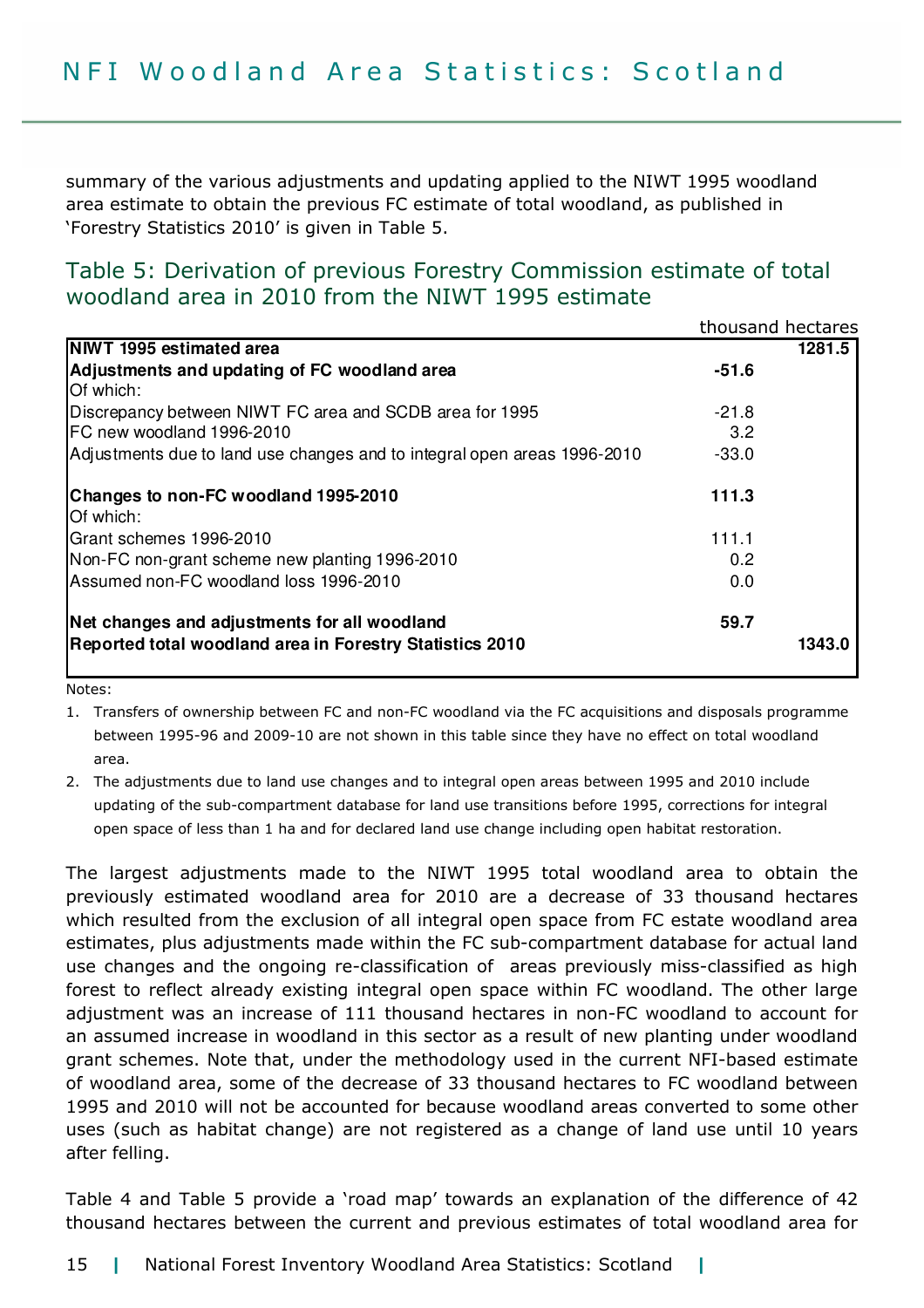summary of the various adjustments and updating applied to the NIWT 1995 woodland area estimate to obtain the previous FC estimate of total woodland, as published in 'Forestry Statistics 2010' is given in Table 5.

## Table 5: Derivation of previous Forestry Commission estimate of total woodland area in 2010 from the NIWT 1995 estimate

thousand hectares

| | | |
|---|---|---|
| **NIWT 1995 estimated area** | | **1281.5** |
| **Adjustments and updating of FC woodland area** | **-51.6** | |
| Of which: | | |
| Discrepancy between NIWT FC area and SCDB area for 1995 | -21.8 | |
| FC new woodland 1996-2010 | 3.2 | |
| Adjustments due to land use changes and to integral open areas 1996-2010 | -33.0 | |
| | | |
| **Changes to non-FC woodland 1995-2010** | **111.3** | |
| Of which: | | |
| Grant schemes 1996-2010 | 111.1 | |
| Non-FC non-grant scheme new planting 1996-2010 | 0.2 | |
| Assumed non-FC woodland loss 1996-2010 | 0.0 | |
| | | |
| **Net changes and adjustments for all woodland** | **59.7** | |
| **Reported total woodland area in Forestry Statistics 2010** | | **1343.0** |

Notes:

1. Transfers of ownership between FC and non-FC woodland via the FC acquisitions and disposals programme between 1995-96 and 2009-10 are not shown in this table since they have no effect on total woodland area.
2. The adjustments due to land use changes and to integral open areas between 1995 and 2010 include updating of the sub-compartment database for land use transitions before 1995, corrections for integral open space of less than 1 ha and for declared land use change including open habitat restoration.

The largest adjustments made to the NIWT 1995 total woodland area to obtain the previously estimated woodland area for 2010 are a decrease of 33 thousand hectares which resulted from the exclusion of all integral open space from FC estate woodland area estimates, plus adjustments made within the FC sub-compartment database for actual land use changes and the ongoing re-classification of areas previously miss-classified as high forest to reflect already existing integral open space within FC woodland. The other large adjustment was an increase of 111 thousand hectares in non-FC woodland to account for an assumed increase in woodland in this sector as a result of new planting under woodland grant schemes. Note that, under the methodology used in the current NFI-based estimate of woodland area, some of the decrease of 33 thousand hectares to FC woodland between 1995 and 2010 will not be accounted for because woodland areas converted to some other uses (such as habitat change) are not registered as a change of land use until 10 years after felling.

Table 4 and Table 5 provide a 'road map' towards an explanation of the difference of 42 thousand hectares between the current and previous estimates of total woodland area for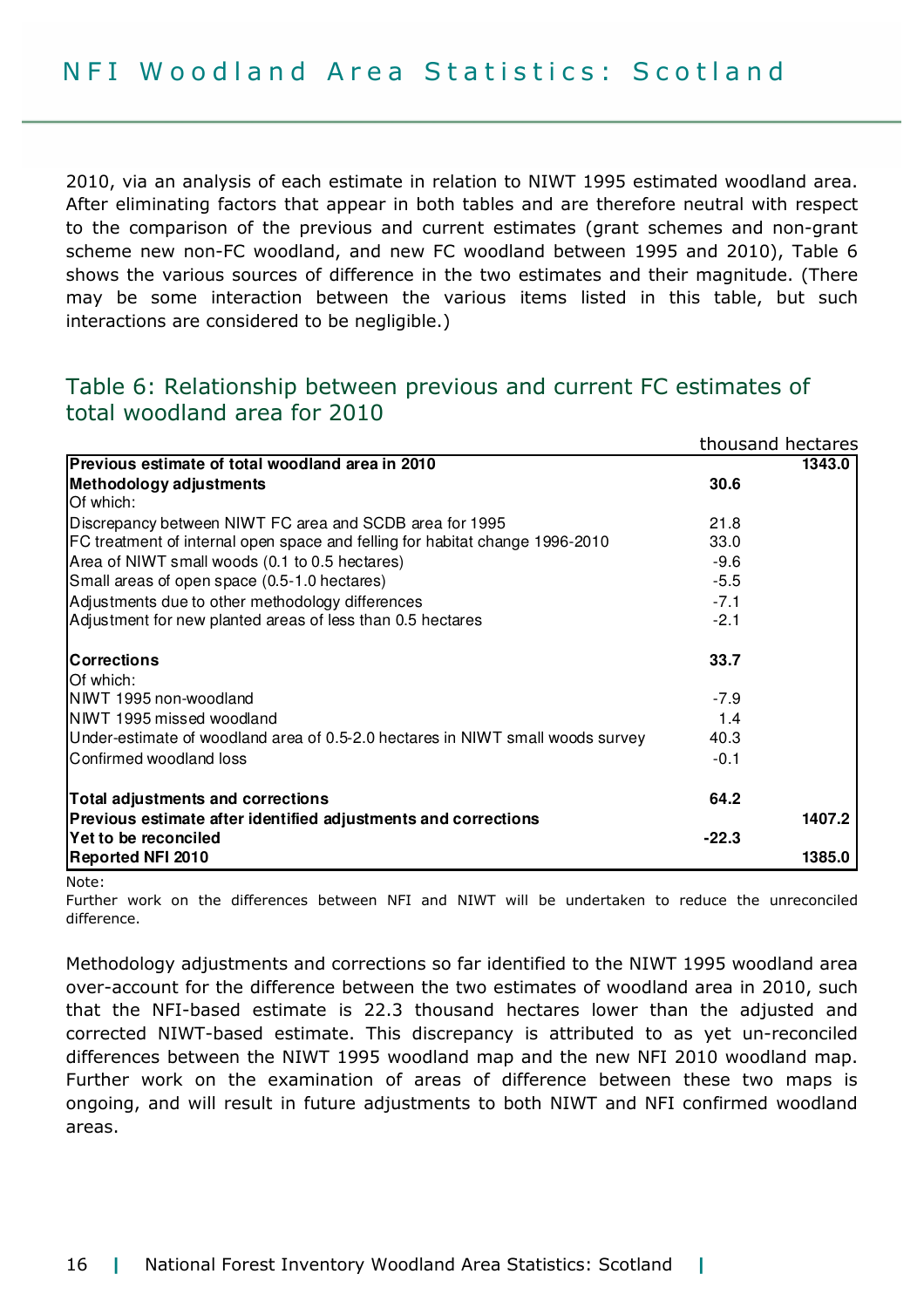2010, via an analysis of each estimate in relation to NIWT 1995 estimated woodland area. After eliminating factors that appear in both tables and are therefore neutral with respect to the comparison of the previous and current estimates (grant schemes and non-grant scheme new non-FC woodland, and new FC woodland between 1995 and 2010), Table 6 shows the various sources of difference in the two estimates and their magnitude. (There may be some interaction between the various items listed in this table, but such interactions are considered to be negligible.)

## Table 6: Relationship between previous and current FC estimates of total woodland area for 2010

thousand hectares

| | | |
|---|---|---|
| **Previous estimate of total woodland area in 2010** | | **1343.0** |
| **Methodology adjustments** | **30.6** | |
| Of which: | | |
| Discrepancy between NIWT FC area and SCDB area for 1995 | 21.8 | |
| FC treatment of internal open space and felling for habitat change 1996-2010 | 33.0 | |
| Area of NIWT small woods (0.1 to 0.5 hectares) | -9.6 | |
| Small areas of open space (0.5-1.0 hectares) | -5.5 | |
| Adjustments due to other methodology differences | -7.1 | |
| Adjustment for new planted areas of less than 0.5 hectares | -2.1 | |
| **Corrections** | **33.7** | |
| Of which: | | |
| NIWT 1995 non-woodland | -7.9 | |
| NIWT 1995 missed woodland | 1.4 | |
| Under-estimate of woodland area of 0.5-2.0 hectares in NIWT small woods survey | 40.3 | |
| Confirmed woodland loss | -0.1 | |
| **Total adjustments and corrections** | **64.2** | |
| **Previous estimate after identified adjustments and corrections** | | **1407.2** |
| **Yet to be reconciled** | **-22.3** | |
| **Reported NFI 2010** | | **1385.0** |

Note:
Further work on the differences between NFI and NIWT will be undertaken to reduce the unreconciled difference.

Methodology adjustments and corrections so far identified to the NIWT 1995 woodland area over-account for the difference between the two estimates of woodland area in 2010, such that the NFI-based estimate is 22.3 thousand hectares lower than the adjusted and corrected NIWT-based estimate. This discrepancy is attributed to as yet un-reconciled differences between the NIWT 1995 woodland map and the new NFI 2010 woodland map. Further work on the examination of areas of difference between these two maps is ongoing, and will result in future adjustments to both NIWT and NFI confirmed woodland areas.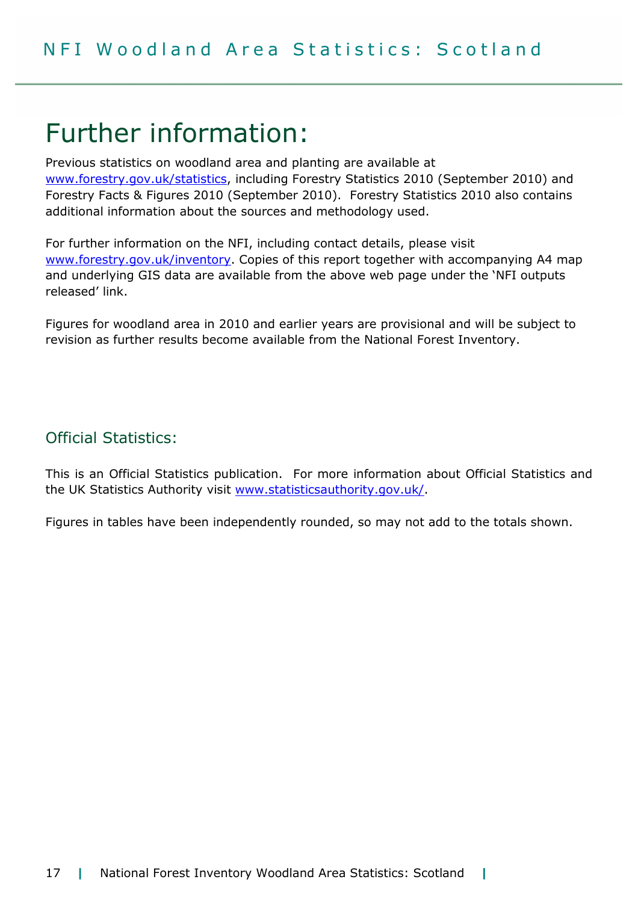# Further information:

Previous statistics on woodland area and planting are available at www.forestry.gov.uk/statistics, including Forestry Statistics 2010 (September 2010) and Forestry Facts & Figures 2010 (September 2010). Forestry Statistics 2010 also contains additional information about the sources and methodology used.

For further information on the NFI, including contact details, please visit www.forestry.gov.uk/inventory. Copies of this report together with accompanying A4 map and underlying GIS data are available from the above web page under the 'NFI outputs released' link.

Figures for woodland area in 2010 and earlier years are provisional and will be subject to revision as further results become available from the National Forest Inventory.

## Official Statistics:

This is an Official Statistics publication. For more information about Official Statistics and the UK Statistics Authority visit www.statisticsauthority.gov.uk/.

Figures in tables have been independently rounded, so may not add to the totals shown.